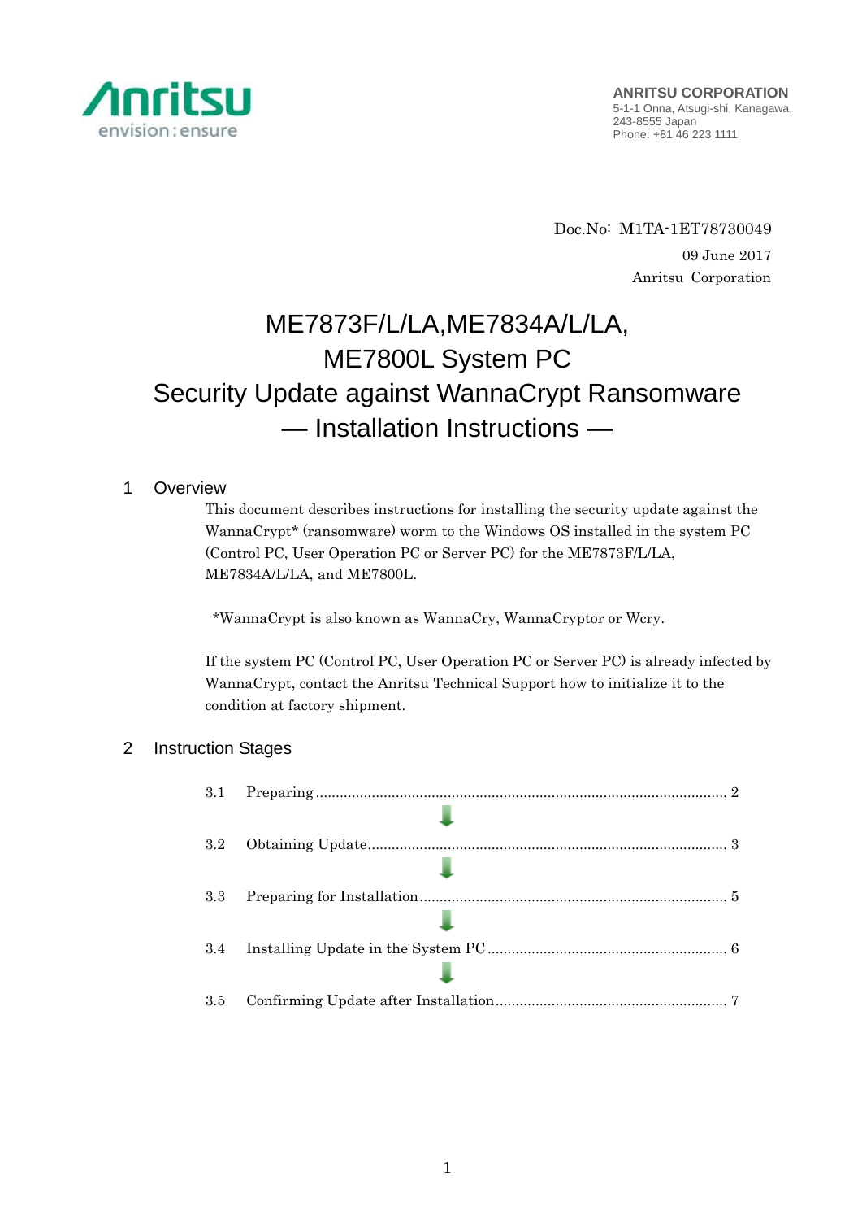Anritsu
envision : ensure

**ANRITSU CORPORATION**
5-1-1 Onna, Atsugi-shi, Kanagawa,
243-8555 Japan
Phone: +81 46 223 1111

Doc.No: M1TA-1ET78730049
09 June 2017
Anritsu Corporation

# ME7873F/L/LA,ME7834A/L/LA, ME7800L System PC Security Update against WannaCrypt Ransomware — Installation Instructions —

## 1 Overview

This document describes instructions for installing the security update against the WannaCrypt* (ransomware) worm to the Windows OS installed in the system PC (Control PC, User Operation PC or Server PC) for the ME7873F/L/LA, ME7834A/L/LA, and ME7800L.

*WannaCrypt is also known as WannaCry, WannaCryptor or Wcry.

If the system PC (Control PC, User Operation PC or Server PC) is already infected by WannaCrypt, contact the Anritsu Technical Support how to initialize it to the condition at factory shipment.

## 2 Instruction Stages

3.1 Preparing ........ 2

↓

3.2 Obtaining Update ........ 3

↓

3.3 Preparing for Installation ........ 5

↓

3.4 Installing Update in the System PC ........ 6

↓

3.5 Confirming Update after Installation ........ 7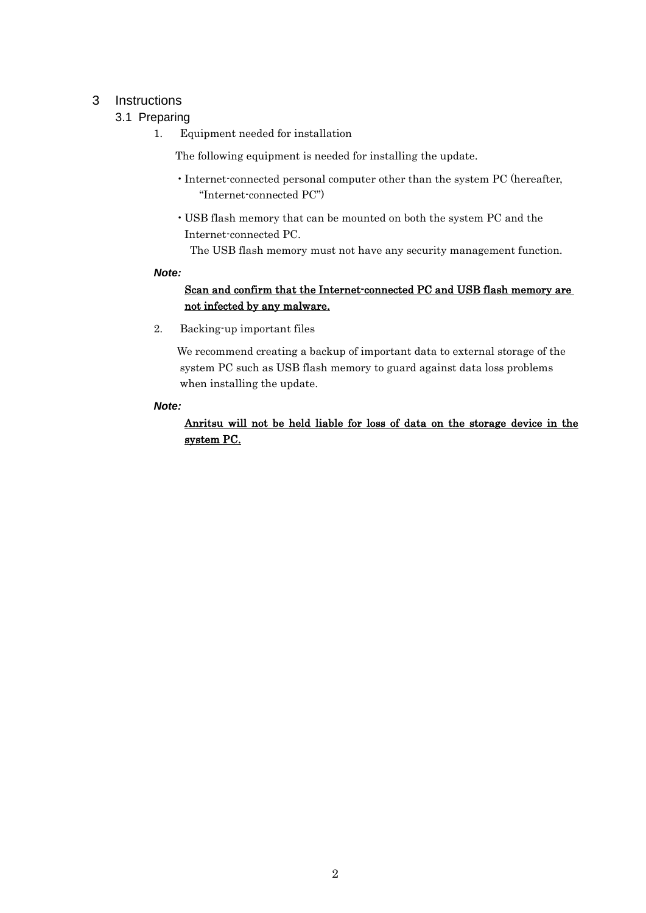# 3 Instructions

## 3.1 Preparing

1. Equipment needed for installation

   The following equipment is needed for installing the update.

   - Internet-connected personal computer other than the system PC (hereafter, "Internet-connected PC")
   - USB flash memory that can be mounted on both the system PC and the Internet-connected PC.
     The USB flash memory must not have any security management function.

***Note:***

**<u>Scan and confirm that the Internet-connected PC and USB flash memory are not infected by any malware.</u>**

2. Backing-up important files

   We recommend creating a backup of important data to external storage of the system PC such as USB flash memory to guard against data loss problems when installing the update.

***Note:***

**<u>Anritsu will not be held liable for loss of data on the storage device in the system PC.</u>**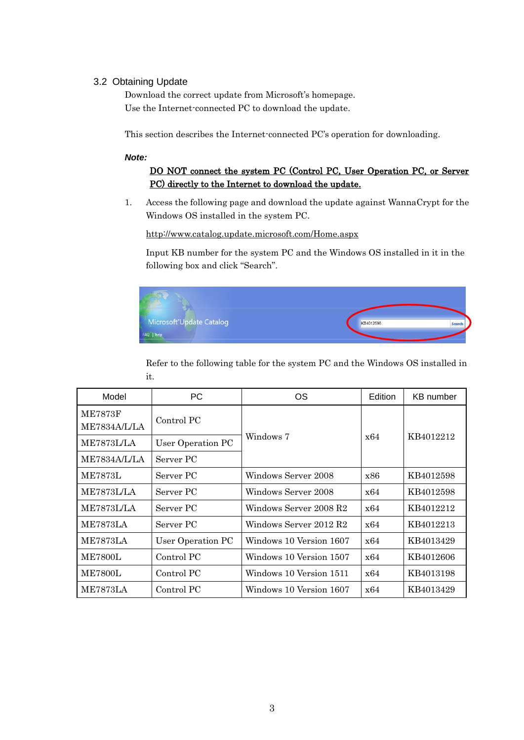## 3.2 Obtaining Update

Download the correct update from Microsoft's homepage.
Use the Internet-connected PC to download the update.

This section describes the Internet-connected PC's operation for downloading.

***Note:***

**DO NOT connect the system PC (Control PC, User Operation PC, or Server PC) directly to the Internet to download the update.**

1. Access the following page and download the update against WannaCrypt for the Windows OS installed in the system PC.

   http://www.catalog.update.microsoft.com/Home.aspx

   Input KB number for the system PC and the Windows OS installed in it in the following box and click "Search".

   Refer to the following table for the system PC and the Windows OS installed in it.

| Model | PC | OS | Edition | KB number |
|---|---|---|---|---|
| ME7873F<br>ME7834A/L/LA | Control PC | Windows 7 | x64 | KB4012212 |
| ME7873L/LA | User Operation PC | | | |
| ME7834A/L/LA | Server PC | | | |
| ME7873L | Server PC | Windows Server 2008 | x86 | KB4012598 |
| ME7873L/LA | Server PC | Windows Server 2008 | x64 | KB4012598 |
| ME7873L/LA | Server PC | Windows Server 2008 R2 | x64 | KB4012212 |
| ME7873LA | Server PC | Windows Server 2012 R2 | x64 | KB4012213 |
| ME7873LA | User Operation PC | Windows 10 Version 1607 | x64 | KB4013429 |
| ME7800L | Control PC | Windows 10 Version 1507 | x64 | KB4012606 |
| ME7800L | Control PC | Windows 10 Version 1511 | x64 | KB4013198 |
| ME7873LA | Control PC | Windows 10 Version 1607 | x64 | KB4013429 |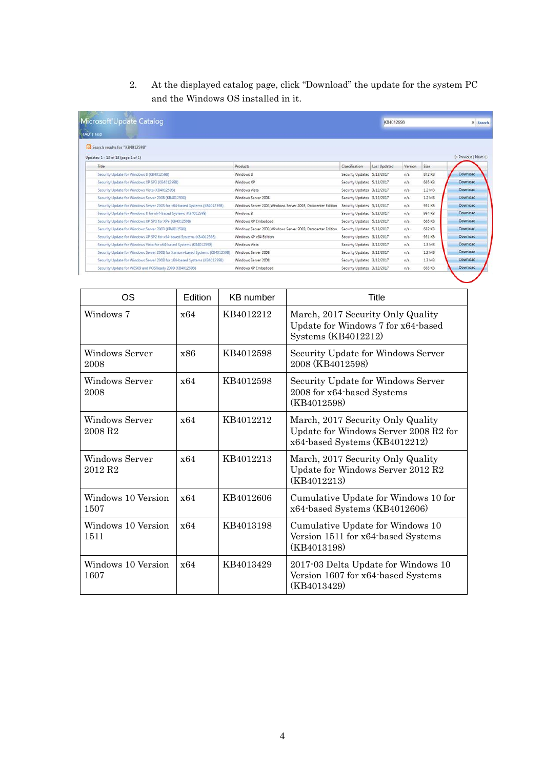2. At the displayed catalog page, click "Download" the update for the system PC and the Windows OS installed in it.

| OS | Edition | KB number | Title |
|---|---|---|---|
| Windows 7 | x64 | KB4012212 | March, 2017 Security Only Quality Update for Windows 7 for x64-based Systems (KB4012212) |
| Windows Server 2008 | x86 | KB4012598 | Security Update for Windows Server 2008 (KB4012598) |
| Windows Server 2008 | x64 | KB4012598 | Security Update for Windows Server 2008 for x64-based Systems (KB4012598) |
| Windows Server 2008 R2 | x64 | KB4012212 | March, 2017 Security Only Quality Update for Windows Server 2008 R2 for x64-based Systems (KB4012212) |
| Windows Server 2012 R2 | x64 | KB4012213 | March, 2017 Security Only Quality Update for Windows Server 2012 R2 (KB4012213) |
| Windows 10 Version 1507 | x64 | KB4012606 | Cumulative Update for Windows 10 for x64-based Systems (KB4012606) |
| Windows 10 Version 1511 | x64 | KB4013198 | Cumulative Update for Windows 10 Version 1511 for x64-based Systems (KB4013198) |
| Windows 10 Version 1607 | x64 | KB4013429 | 2017-03 Delta Update for Windows 10 Version 1607 for x64-based Systems (KB4013429) |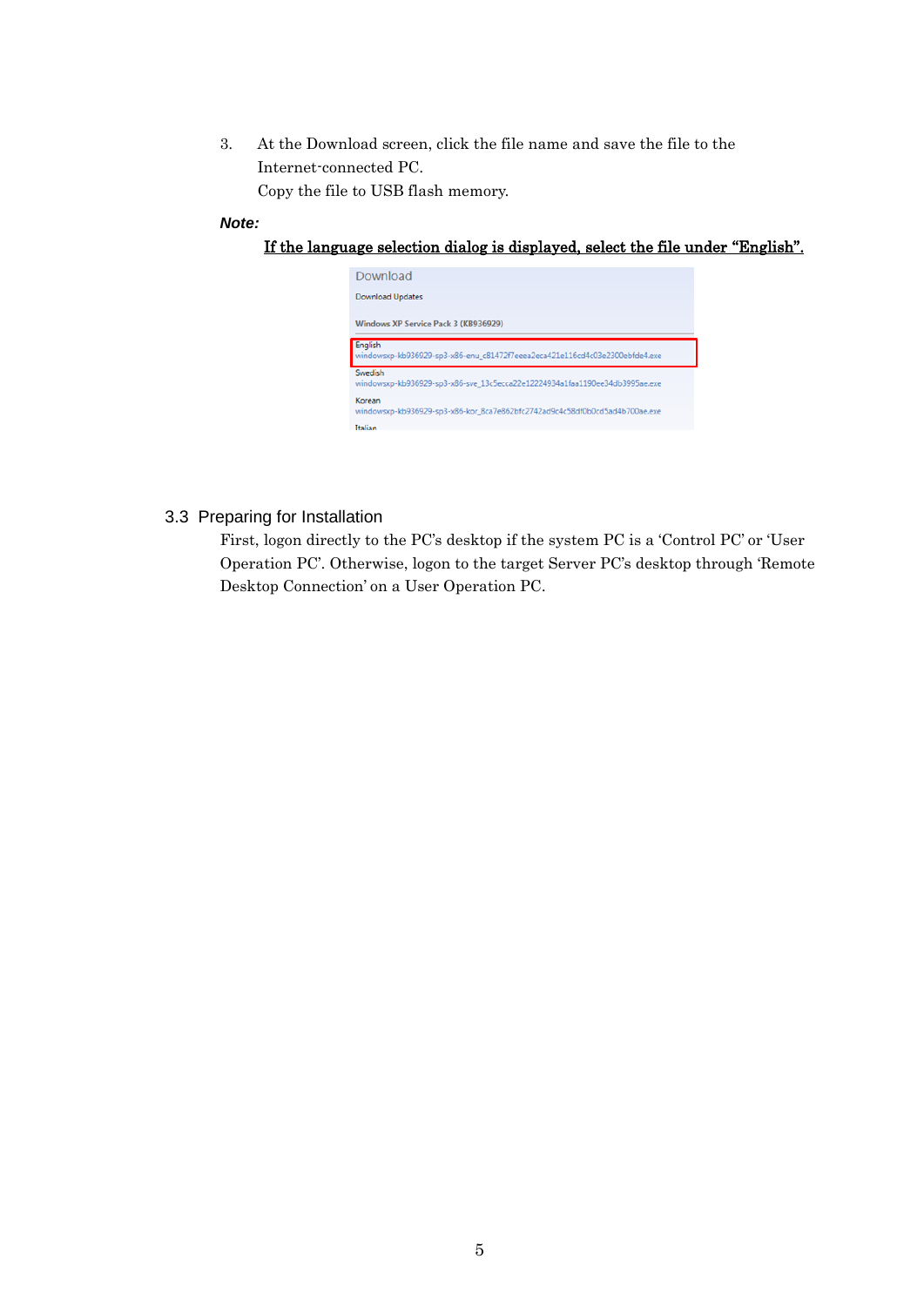3. At the Download screen, click the file name and save the file to the Internet-connected PC.
   Copy the file to USB flash memory.

***Note:***

<u>If the language selection dialog is displayed, select the file under “English”.</u>

## 3.3 Preparing for Installation

First, logon directly to the PC’s desktop if the system PC is a ‘Control PC’ or ‘User Operation PC’. Otherwise, logon to the target Server PC’s desktop through ‘Remote Desktop Connection’ on a User Operation PC.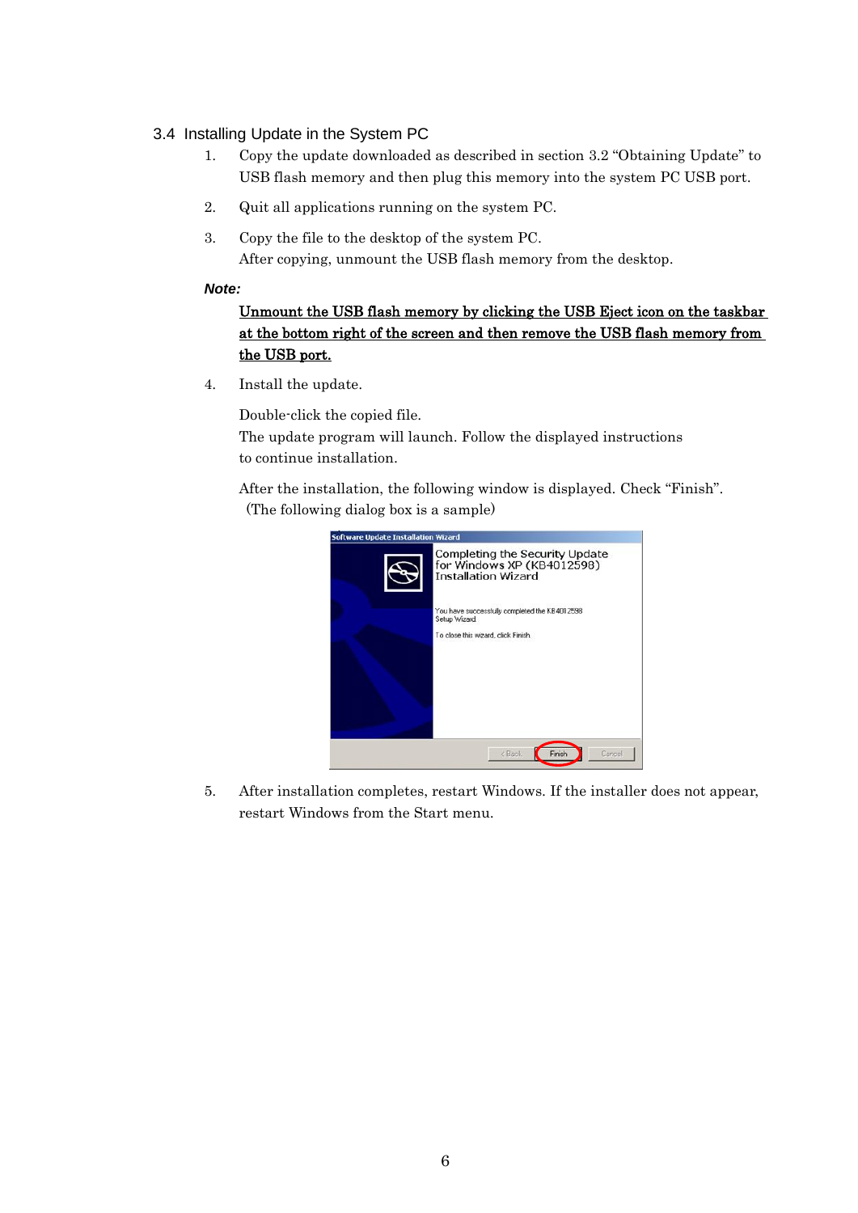## 3.4 Installing Update in the System PC

1. Copy the update downloaded as described in section 3.2 “Obtaining Update” to USB flash memory and then plug this memory into the system PC USB port.

2. Quit all applications running on the system PC.

3. Copy the file to the desktop of the system PC.
   After copying, unmount the USB flash memory from the desktop.

***Note:***

**Unmount the USB flash memory by clicking the USB Eject icon on the taskbar at the bottom right of the screen and then remove the USB flash memory from the USB port.**

4. Install the update.

   Double-click the copied file.
   The update program will launch. Follow the displayed instructions to continue installation.

   After the installation, the following window is displayed. Check “Finish”.
   (The following dialog box is a sample)

5. After installation completes, restart Windows. If the installer does not appear, restart Windows from the Start menu.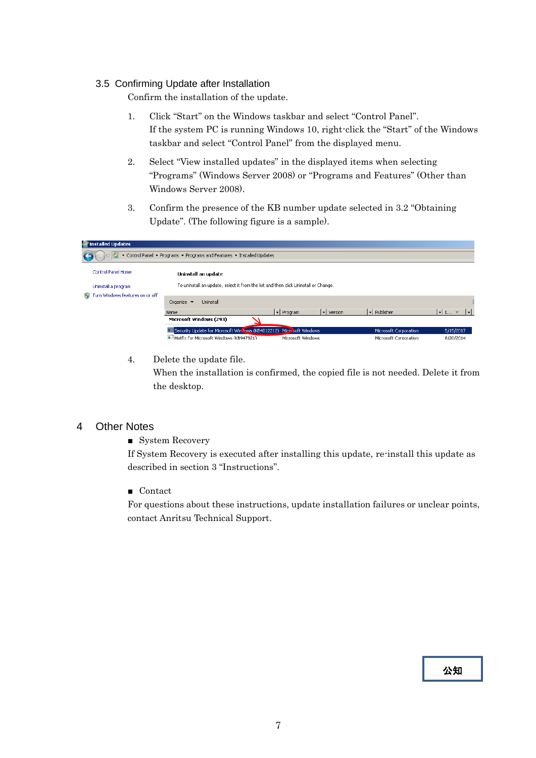### 3.5 Confirming Update after Installation

Confirm the installation of the update.

1. Click "Start" on the Windows taskbar and select "Control Panel".
   If the system PC is running Windows 10, right-click the "Start" of the Windows taskbar and select "Control Panel" from the displayed menu.

2. Select "View installed updates" in the displayed items when selecting "Programs" (Windows Server 2008) or "Programs and Features" (Other than Windows Server 2008).

3. Confirm the presence of the KB number update selected in 3.2 "Obtaining Update". (The following figure is a sample).

4. Delete the update file.
   When the installation is confirmed, the copied file is not needed. Delete it from the desktop.

## 4 Other Notes

■ System Recovery

If System Recovery is executed after installing this update, re-install this update as described in section 3 "Instructions".

■ Contact

For questions about these instructions, update installation failures or unclear points, contact Anritsu Technical Support.

公知